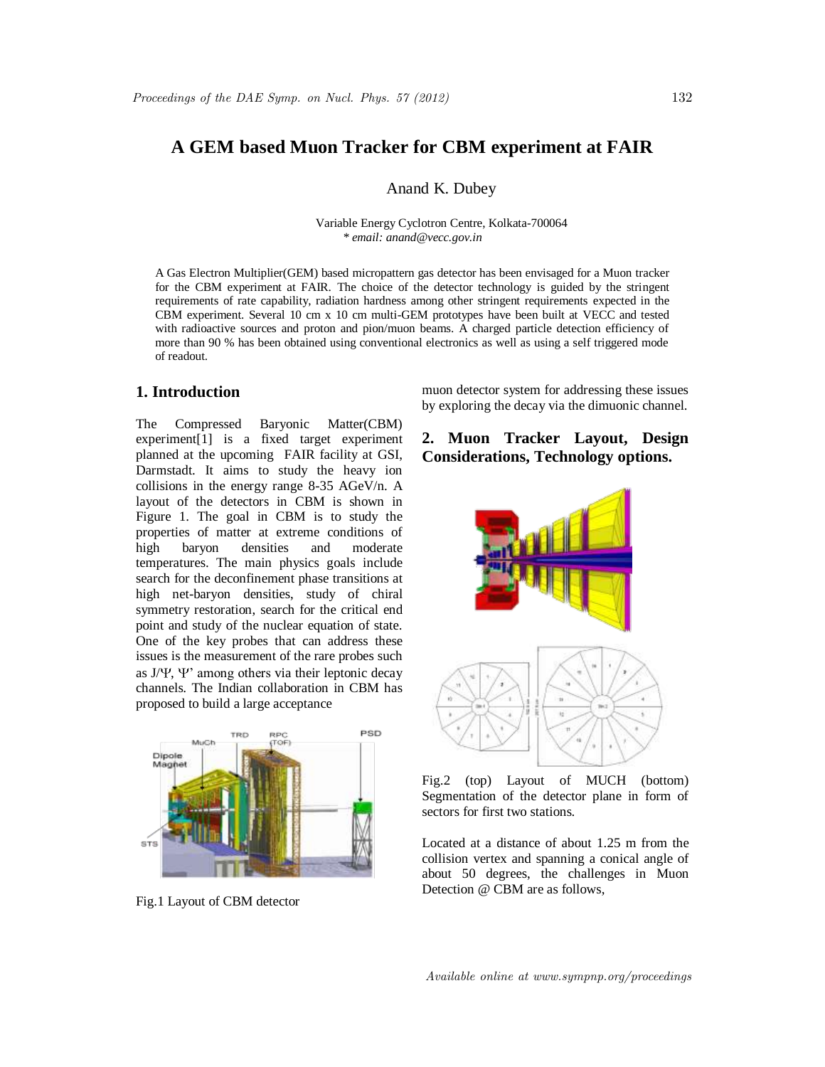# A GEM based Muon Tracker for CBM experiment at FAIR

Anand K. Dubey

Variable Energy Cyclotron Centre, Kolkata-700064
*\* email: anand@vecc.gov.in*

A Gas Electron Multiplier(GEM) based micropattern gas detector has been envisaged for a Muon tracker for the CBM experiment at FAIR. The choice of the detector technology is guided by the stringent requirements of rate capability, radiation hardness among other stringent requirements expected in the CBM experiment. Several 10 cm x 10 cm multi-GEM prototypes have been built at VECC and tested with radioactive sources and proton and pion/muon beams. A charged particle detection efficiency of more than 90 % has been obtained using conventional electronics as well as using a self triggered mode of readout.

## 1. Introduction

The Compressed Baryonic Matter(CBM) experiment[1] is a fixed target experiment planned at the upcoming FAIR facility at GSI, Darmstadt. It aims to study the heavy ion collisions in the energy range 8-35 AGeV/n. A layout of the detectors in CBM is shown in Figure 1. The goal in CBM is to study the properties of matter at extreme conditions of high baryon densities and moderate temperatures. The main physics goals include search for the deconfinement phase transitions at high net-baryon densities, study of chiral symmetry restoration, search for the critical end point and study of the nuclear equation of state. One of the key probes that can address these issues is the measurement of the rare probes such as J/Ψ, Ψ' among others via their leptonic decay channels. The Indian collaboration in CBM has proposed to build a large acceptance muon detector system for addressing these issues by exploring the decay via the dimuonic channel.

Fig.1 Layout of CBM detector

## 2. Muon Tracker Layout, Design Considerations, Technology options.

Fig.2 (top) Layout of MUCH (bottom) Segmentation of the detector plane in form of sectors for first two stations.

Located at a distance of about 1.25 m from the collision vertex and spanning a conical angle of about 50 degrees, the challenges in Muon Detection @ CBM are as follows,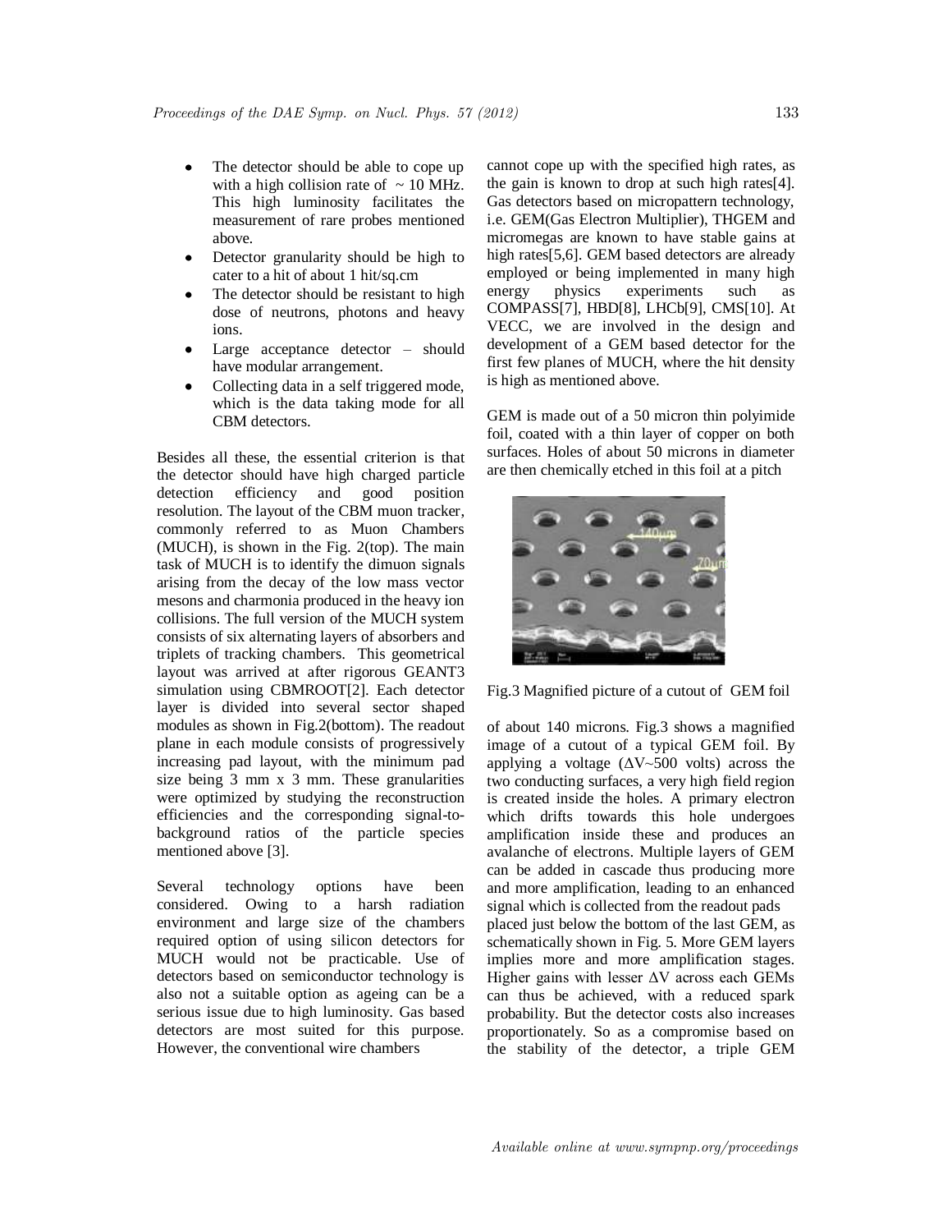- The detector should be able to cope up with a high collision rate of ~ 10 MHz. This high luminosity facilitates the measurement of rare probes mentioned above.
- Detector granularity should be high to cater to a hit of about 1 hit/sq.cm
- The detector should be resistant to high dose of neutrons, photons and heavy ions.
- Large acceptance detector – should have modular arrangement.
- Collecting data in a self triggered mode, which is the data taking mode for all CBM detectors.

Besides all these, the essential criterion is that the detector should have high charged particle detection efficiency and good position resolution. The layout of the CBM muon tracker, commonly referred to as Muon Chambers (MUCH), is shown in the Fig. 2(top). The main task of MUCH is to identify the dimuon signals arising from the decay of the low mass vector mesons and charmonia produced in the heavy ion collisions. The full version of the MUCH system consists of six alternating layers of absorbers and triplets of tracking chambers. This geometrical layout was arrived at after rigorous GEANT3 simulation using CBMROOT[2]. Each detector layer is divided into several sector shaped modules as shown in Fig.2(bottom). The readout plane in each module consists of progressively increasing pad layout, with the minimum pad size being 3 mm x 3 mm. These granularities were optimized by studying the reconstruction efficiencies and the corresponding signal-to-background ratios of the particle species mentioned above [3].

Several technology options have been considered. Owing to a harsh radiation environment and large size of the chambers required option of using silicon detectors for MUCH would not be practicable. Use of detectors based on semiconductor technology is also not a suitable option as ageing can be a serious issue due to high luminosity. Gas based detectors are most suited for this purpose. However, the conventional wire chambers cannot cope up with the specified high rates, as the gain is known to drop at such high rates[4]. Gas detectors based on micropattern technology, i.e. GEM(Gas Electron Multiplier), THGEM and micromegas are known to have stable gains at high rates[5,6]. GEM based detectors are already employed or being implemented in many high energy physics experiments such as COMPASS[7], HBD[8], LHCb[9], CMS[10]. At VECC, we are involved in the design and development of a GEM based detector for the first few planes of MUCH, where the hit density is high as mentioned above.

GEM is made out of a 50 micron thin polyimide foil, coated with a thin layer of copper on both surfaces. Holes of about 50 microns in diameter are then chemically etched in this foil at a pitch of about 140 microns. Fig.3 shows a magnified image of a cutout of a typical GEM foil. By applying a voltage ($\Delta V$~500 volts) across the two conducting surfaces, a very high field region is created inside the holes. A primary electron which drifts towards this hole undergoes amplification inside these and produces an avalanche of electrons. Multiple layers of GEM can be added in cascade thus producing more and more amplification, leading to an enhanced signal which is collected from the readout pads placed just below the bottom of the last GEM, as schematically shown in Fig. 5. More GEM layers implies more and more amplification stages. Higher gains with lesser $\Delta V$ across each GEMs can thus be achieved, with a reduced spark probability. But the detector costs also increases proportionately. So as a compromise based on the stability of the detector, a triple GEM

Fig.3 Magnified picture of a cutout of GEM foil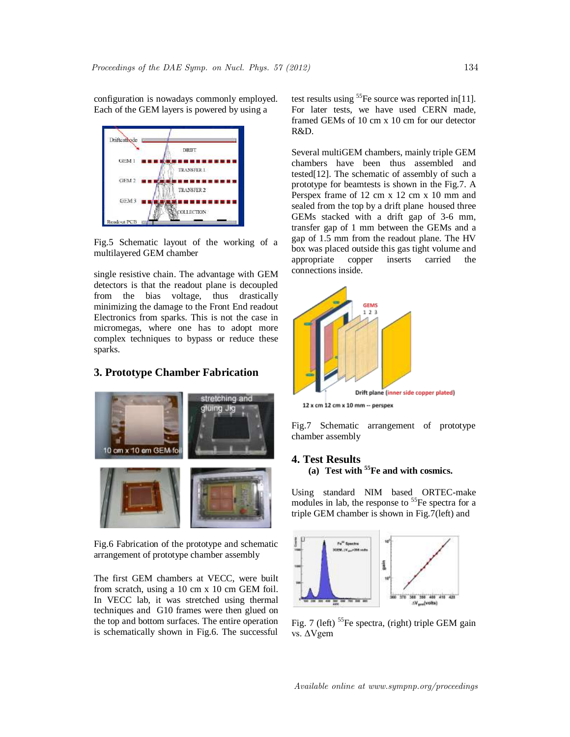configuration is nowadays commonly employed. Each of the GEM layers is powered by using a

Fig.5 Schematic layout of the working of a multilayered GEM chamber

single resistive chain. The advantage with GEM detectors is that the readout plane is decoupled from the bias voltage, thus drastically minimizing the damage to the Front End readout Electronics from sparks. This is not the case in micromegas, where one has to adopt more complex techniques to bypass or reduce these sparks.

## 3. Prototype Chamber Fabrication

Fig.6 Fabrication of the prototype and schematic arrangement of prototype chamber assembly

The first GEM chambers at VECC, were built from scratch, using a 10 cm x 10 cm GEM foil. In VECC lab, it was stretched using thermal techniques and G10 frames were then glued on the top and bottom surfaces. The entire operation is schematically shown in Fig.6. The successful test results using $^{55}$Fe source was reported in[11]. For later tests, we have used CERN made, framed GEMs of 10 cm x 10 cm for our detector R&D.

Several multiGEM chambers, mainly triple GEM chambers have been thus assembled and tested[12]. The schematic of assembly of such a prototype for beamtests is shown in the Fig.7. A Perspex frame of 12 cm x 12 cm x 10 mm and sealed from the top by a drift plane housed three GEMs stacked with a drift gap of 3-6 mm, transfer gap of 1 mm between the GEMs and a gap of 1.5 mm from the readout plane. The HV box was placed outside this gas tight volume and appropriate copper inserts carried the connections inside.

Fig.7 Schematic arrangement of prototype chamber assembly

## 4. Test Results

### (a) Test with $^{55}$Fe and with cosmics.

Using standard NIM based ORTEC-make modules in lab, the response to $^{55}$Fe spectra for a triple GEM chamber is shown in Fig.7(left) and

Fig. 7 (left) $^{55}$Fe spectra, (right) triple GEM gain vs. $\Delta$Vgem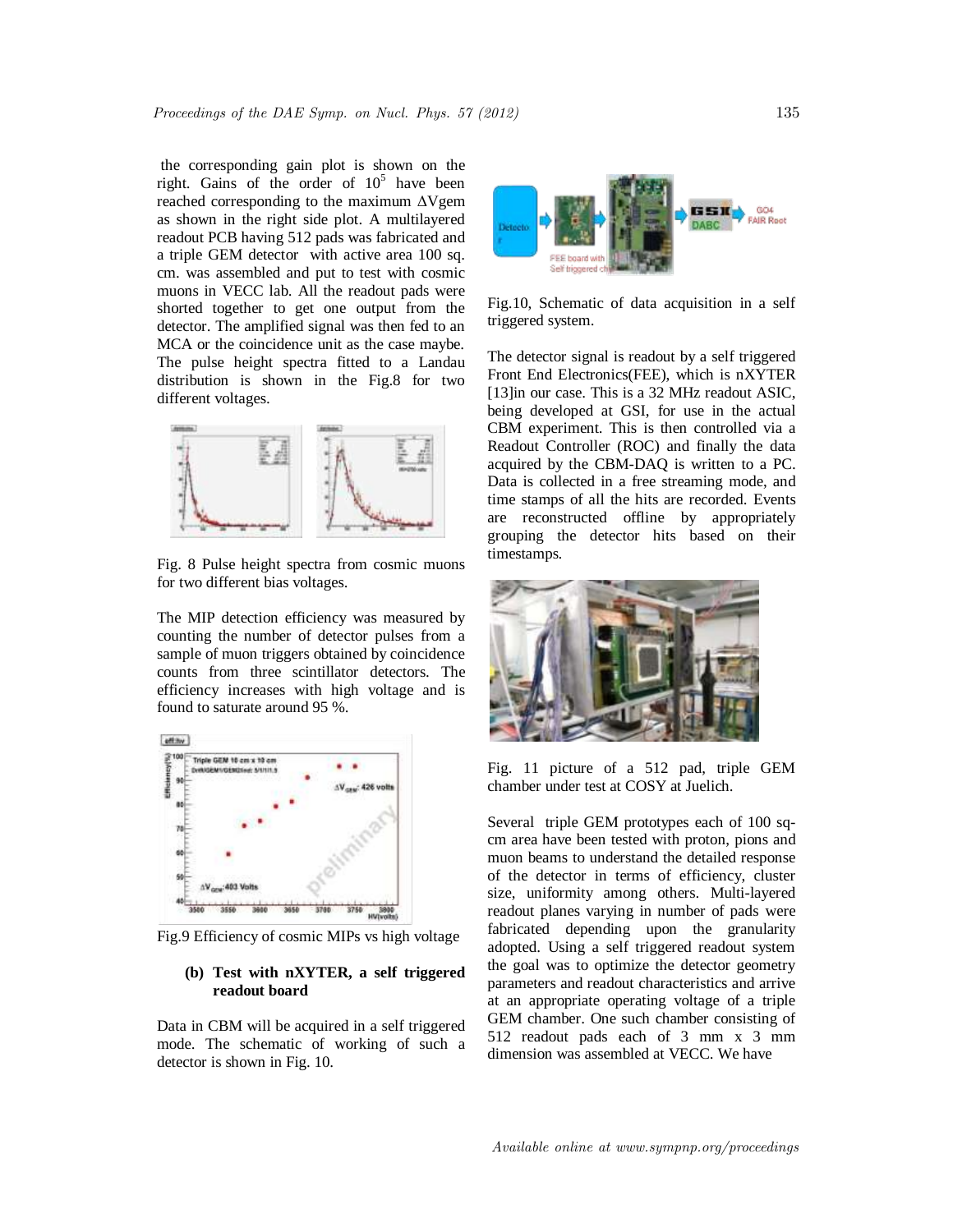the corresponding gain plot is shown on the right. Gains of the order of $10^5$ have been reached corresponding to the maximum $\Delta$Vgem as shown in the right side plot. A multilayered readout PCB having 512 pads was fabricated and a triple GEM detector with active area 100 sq. cm. was assembled and put to test with cosmic muons in VECC lab. All the readout pads were shorted together to get one output from the detector. The amplified signal was then fed to an MCA or the coincidence unit as the case maybe. The pulse height spectra fitted to a Landau distribution is shown in the Fig.8 for two different voltages.

Fig. 8 Pulse height spectra from cosmic muons for two different bias voltages.

The MIP detection efficiency was measured by counting the number of detector pulses from a sample of muon triggers obtained by coincidence counts from three scintillator detectors. The efficiency increases with high voltage and is found to saturate around 95 %.

Fig.9 Efficiency of cosmic MIPs vs high voltage

**(b) Test with nXYTER, a self triggered readout board**

Data in CBM will be acquired in a self triggered mode. The schematic of working of such a detector is shown in Fig. 10.

Fig.10, Schematic of data acquisition in a self triggered system.

The detector signal is readout by a self triggered Front End Electronics(FEE), which is nXYTER [13]in our case. This is a 32 MHz readout ASIC, being developed at GSI, for use in the actual CBM experiment. This is then controlled via a Readout Controller (ROC) and finally the data acquired by the CBM-DAQ is written to a PC. Data is collected in a free streaming mode, and time stamps of all the hits are recorded. Events are reconstructed offline by appropriately grouping the detector hits based on their timestamps.

Fig. 11 picture of a 512 pad, triple GEM chamber under test at COSY at Juelich.

Several triple GEM prototypes each of 100 sq-cm area have been tested with proton, pions and muon beams to understand the detailed response of the detector in terms of efficiency, cluster size, uniformity among others. Multi-layered readout planes varying in number of pads were fabricated depending upon the granularity adopted. Using a self triggered readout system the goal was to optimize the detector geometry parameters and readout characteristics and arrive at an appropriate operating voltage of a triple GEM chamber. One such chamber consisting of 512 readout pads each of 3 mm x 3 mm dimension was assembled at VECC. We have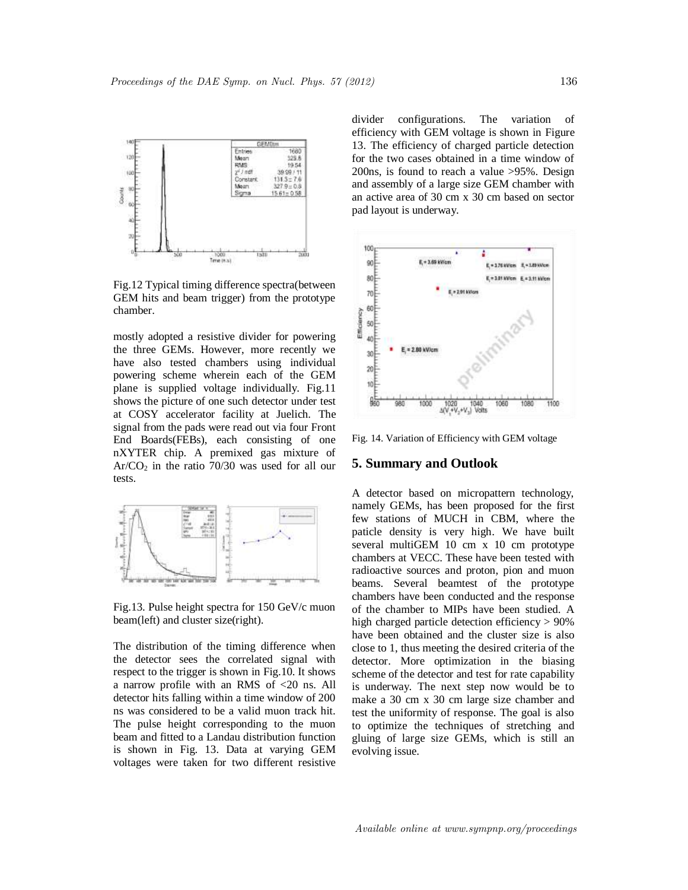Fig.12 Typical timing difference spectra(between GEM hits and beam trigger) from the prototype chamber.

mostly adopted a resistive divider for powering the three GEMs. However, more recently we have also tested chambers using individual powering scheme wherein each of the GEM plane is supplied voltage individually. Fig.11 shows the picture of one such detector under test at COSY accelerator facility at Juelich. The signal from the pads were read out via four Front End Boards(FEBs), each consisting of one nXYTER chip. A premixed gas mixture of $Ar/CO_2$ in the ratio 70/30 was used for all our tests.

Fig.13. Pulse height spectra for 150 GeV/c muon beam(left) and cluster size(right).

The distribution of the timing difference when the detector sees the correlated signal with respect to the trigger is shown in Fig.10. It shows a narrow profile with an RMS of <20 ns. All detector hits falling within a time window of 200 ns was considered to be a valid muon track hit. The pulse height corresponding to the muon beam and fitted to a Landau distribution function is shown in Fig. 13. Data at varying GEM voltages were taken for two different resistive divider configurations. The variation of efficiency with GEM voltage is shown in Figure 13. The efficiency of charged particle detection for the two cases obtained in a time window of 200ns, is found to reach a value >95%. Design and assembly of a large size GEM chamber with an active area of 30 cm x 30 cm based on sector pad layout is underway.

Fig. 14. Variation of Efficiency with GEM voltage

## 5. Summary and Outlook

A detector based on micropattern technology, namely GEMs, has been proposed for the first few stations of MUCH in CBM, where the paticle density is very high. We have built several multiGEM 10 cm x 10 cm prototype chambers at VECC. These have been tested with radioactive sources and proton, pion and muon beams. Several beamtest of the prototype chambers have been conducted and the response of the chamber to MIPs have been studied. A high charged particle detection efficiency > 90% have been obtained and the cluster size is also close to 1, thus meeting the desired criteria of the detector. More optimization in the biasing scheme of the detector and test for rate capability is underway. The next step now would be to make a 30 cm x 30 cm large size chamber and test the uniformity of response. The goal is also to optimize the techniques of stretching and gluing of large size GEMs, which is still an evolving issue.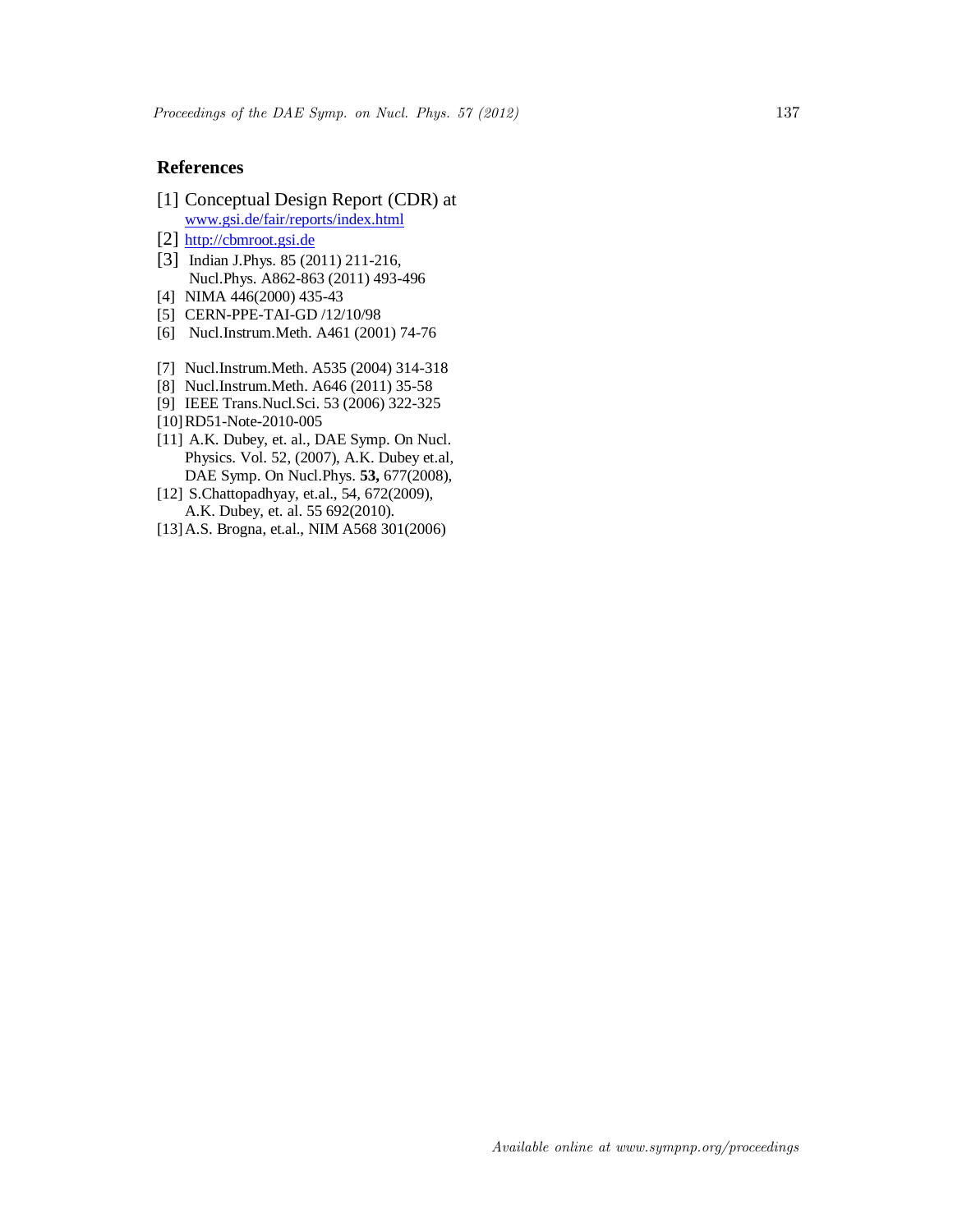## References

[1] Conceptual Design Report (CDR) at www.gsi.de/fair/reports/index.html

[2] http://cbmroot.gsi.de

[3] Indian J.Phys. 85 (2011) 211-216, Nucl.Phys. A862-863 (2011) 493-496

[4] NIMA 446(2000) 435-43

[5] CERN-PPE-TAI-GD /12/10/98

[6] Nucl.Instrum.Meth. A461 (2001) 74-76

[7] Nucl.Instrum.Meth. A535 (2004) 314-318

[8] Nucl.Instrum.Meth. A646 (2011) 35-58

[9] IEEE Trans.Nucl.Sci. 53 (2006) 322-325

[10] RD51-Note-2010-005

[11] A.K. Dubey, et. al., DAE Symp. On Nucl. Physics. Vol. 52, (2007), A.K. Dubey et.al, DAE Symp. On Nucl.Phys. **53,** 677(2008),

[12] S.Chattopadhyay, et.al., 54, 672(2009), A.K. Dubey, et. al. 55 692(2010).

[13] A.S. Brogna, et.al., NIM A568 301(2006)